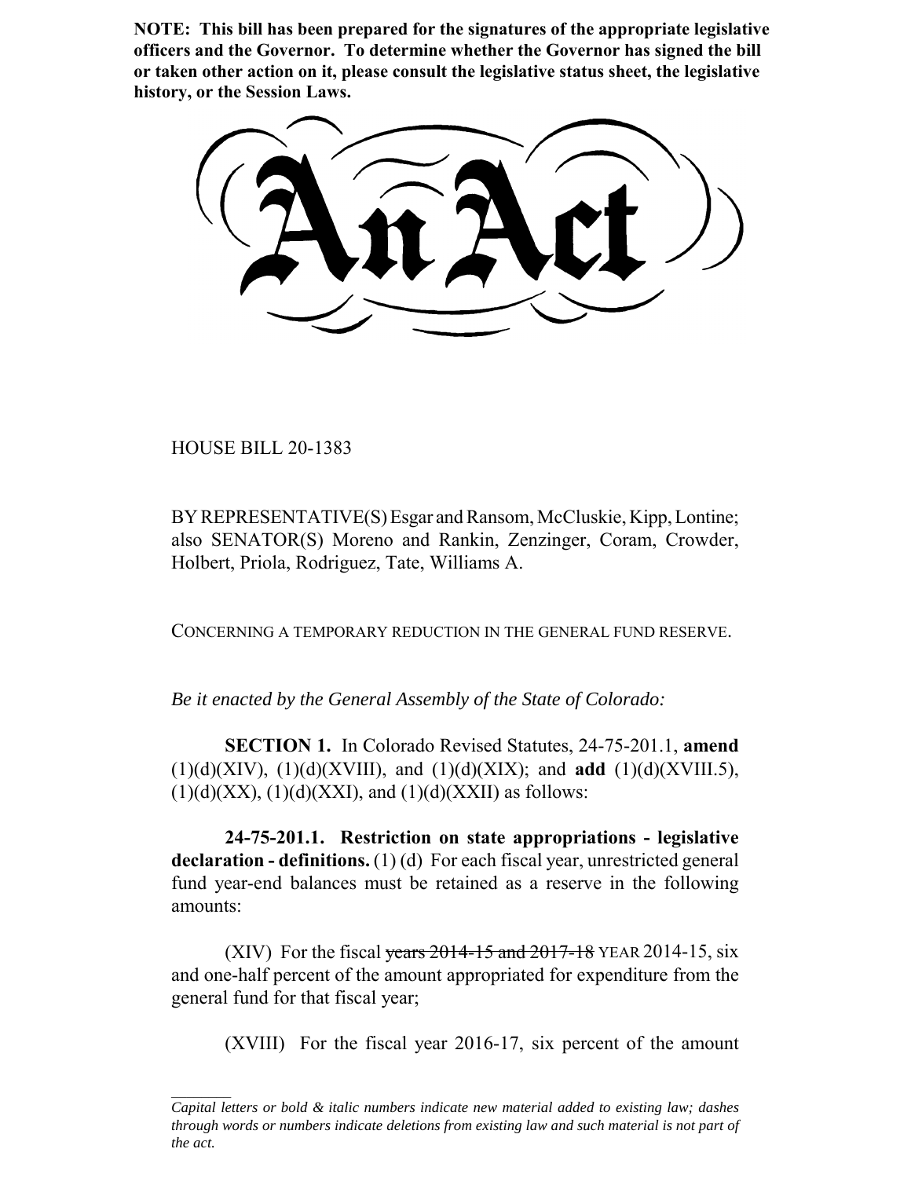**NOTE: This bill has been prepared for the signatures of the appropriate legislative officers and the Governor. To determine whether the Governor has signed the bill or taken other action on it, please consult the legislative status sheet, the legislative history, or the Session Laws.**

# An Act

HOUSE BILL 20-1383

BY REPRESENTATIVE(S) Esgar and Ransom, McCluskie, Kipp, Lontine; also SENATOR(S) Moreno and Rankin, Zenzinger, Coram, Crowder, Holbert, Priola, Rodriguez, Tate, Williams A.

CONCERNING A TEMPORARY REDUCTION IN THE GENERAL FUND RESERVE.

*Be it enacted by the General Assembly of the State of Colorado:*

**SECTION 1.** In Colorado Revised Statutes, 24-75-201.1, **amend** (1)(d)(XIV), (1)(d)(XVIII), and (1)(d)(XIX); and **add** (1)(d)(XVIII.5), (1)(d)(XX), (1)(d)(XXI), and (1)(d)(XXII) as follows:

**24-75-201.1. Restriction on state appropriations - legislative declaration - definitions.** (1) (d) For each fiscal year, unrestricted general fund year-end balances must be retained as a reserve in the following amounts:

(XIV) For the fiscal ~~years 2014-15 and 2017-18~~ YEAR 2014-15, six and one-half percent of the amount appropriated for expenditure from the general fund for that fiscal year;

(XVIII) For the fiscal year 2016-17, six percent of the amount

*Capital letters or bold & italic numbers indicate new material added to existing law; dashes through words or numbers indicate deletions from existing law and such material is not part of the act.*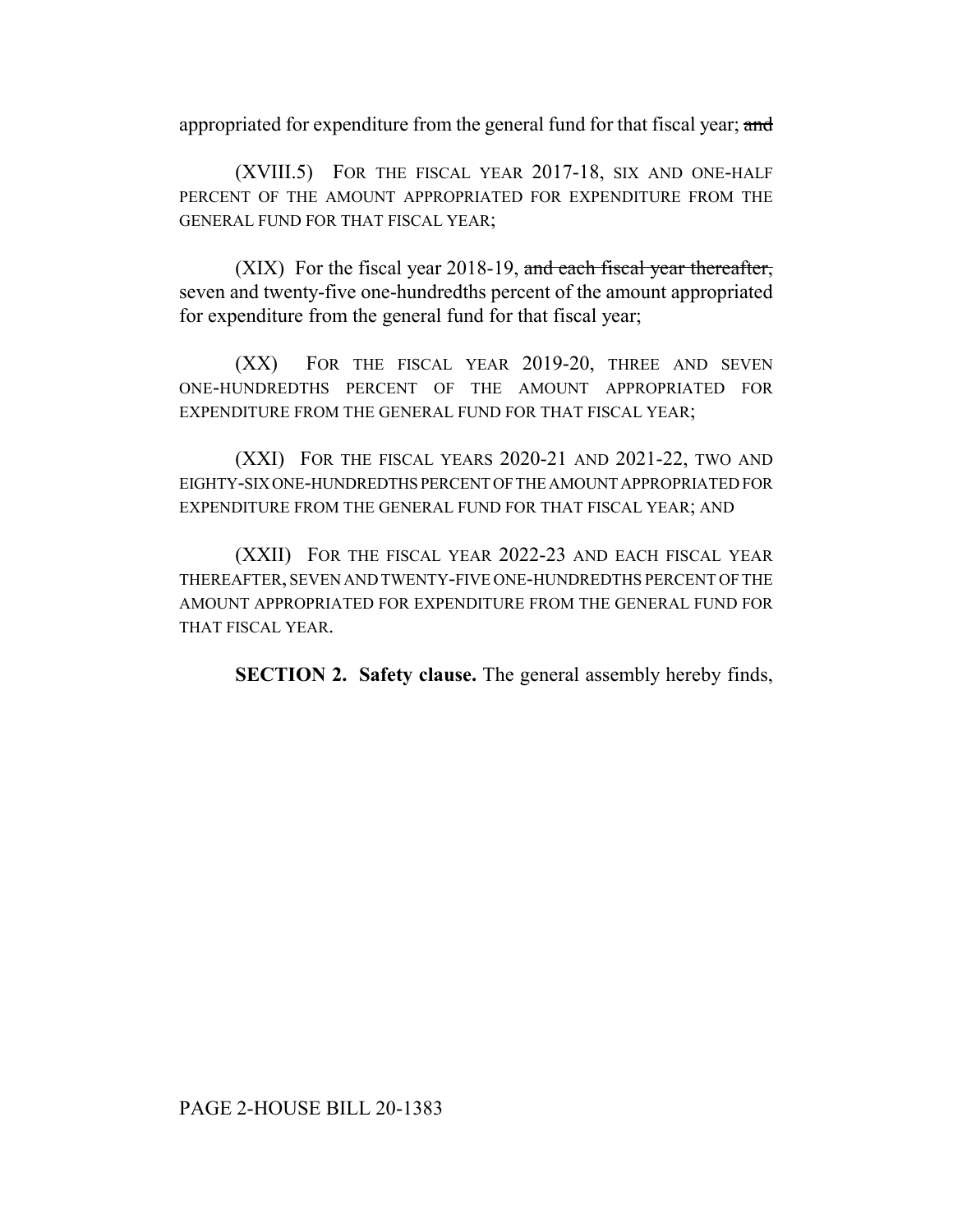appropriated for expenditure from the general fund for that fiscal year; ~~and~~

(XVIII.5) FOR THE FISCAL YEAR 2017-18, SIX AND ONE-HALF PERCENT OF THE AMOUNT APPROPRIATED FOR EXPENDITURE FROM THE GENERAL FUND FOR THAT FISCAL YEAR;

(XIX) For the fiscal year 2018-19, ~~and each fiscal year thereafter,~~ seven and twenty-five one-hundredths percent of the amount appropriated for expenditure from the general fund for that fiscal year;

(XX) FOR THE FISCAL YEAR 2019-20, THREE AND SEVEN ONE-HUNDREDTHS PERCENT OF THE AMOUNT APPROPRIATED FOR EXPENDITURE FROM THE GENERAL FUND FOR THAT FISCAL YEAR;

(XXI) FOR THE FISCAL YEARS 2020-21 AND 2021-22, TWO AND EIGHTY-SIX ONE-HUNDREDTHS PERCENT OF THE AMOUNT APPROPRIATED FOR EXPENDITURE FROM THE GENERAL FUND FOR THAT FISCAL YEAR; AND

(XXII) FOR THE FISCAL YEAR 2022-23 AND EACH FISCAL YEAR THEREAFTER, SEVEN AND TWENTY-FIVE ONE-HUNDREDTHS PERCENT OF THE AMOUNT APPROPRIATED FOR EXPENDITURE FROM THE GENERAL FUND FOR THAT FISCAL YEAR.

**SECTION 2. Safety clause.** The general assembly hereby finds,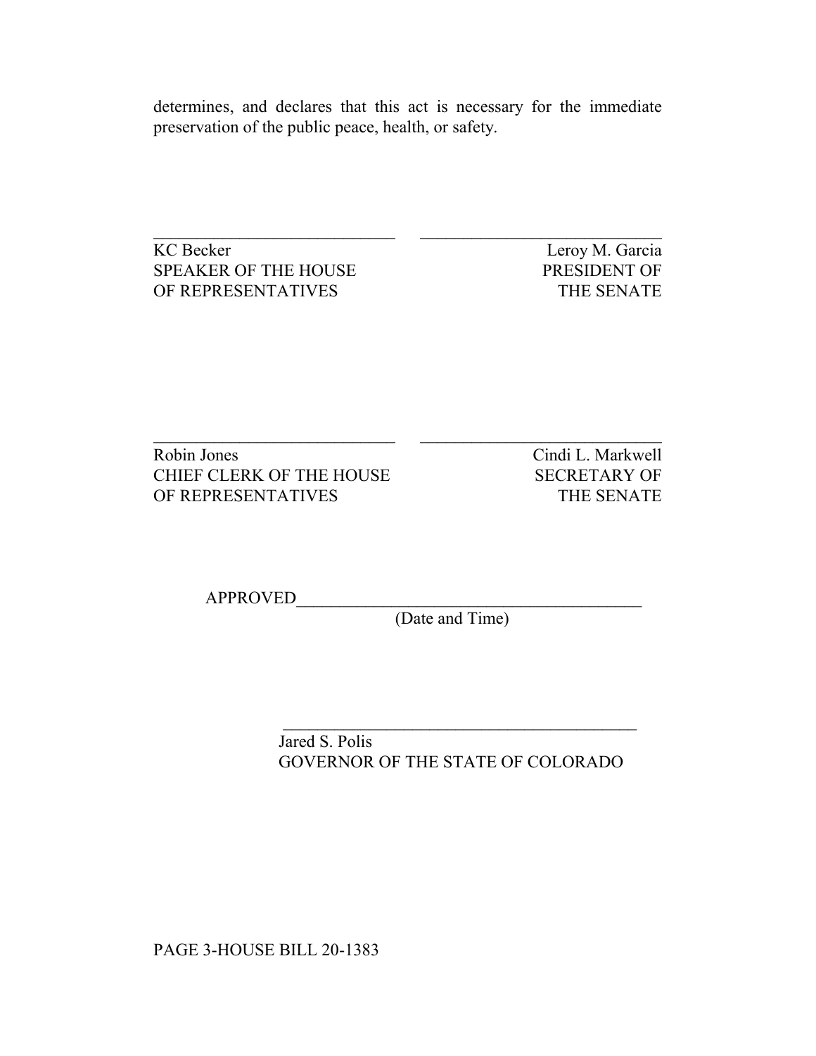determines, and declares that this act is necessary for the immediate preservation of the public peace, health, or safety.

\_\_\_\_\_\_\_\_\_\_\_\_\_\_\_\_\_\_\_\_\_\_\_\_\_\_\_\_

KC Becker
SPEAKER OF THE HOUSE
OF REPRESENTATIVES

\_\_\_\_\_\_\_\_\_\_\_\_\_\_\_\_\_\_\_\_\_\_\_\_\_\_\_\_

Leroy M. Garcia
PRESIDENT OF
THE SENATE

\_\_\_\_\_\_\_\_\_\_\_\_\_\_\_\_\_\_\_\_\_\_\_\_\_\_\_\_

Robin Jones
CHIEF CLERK OF THE HOUSE
OF REPRESENTATIVES

\_\_\_\_\_\_\_\_\_\_\_\_\_\_\_\_\_\_\_\_\_\_\_\_\_\_\_\_

Cindi L. Markwell
SECRETARY OF
THE SENATE

APPROVED\_\_\_\_\_\_\_\_\_\_\_\_\_\_\_\_\_\_\_\_\_\_\_\_\_\_\_\_\_\_\_\_\_\_\_\_\_\_\_\_
(Date and Time)

\_\_\_\_\_\_\_\_\_\_\_\_\_\_\_\_\_\_\_\_\_\_\_\_\_\_\_\_\_\_\_\_\_\_\_\_\_\_\_\_

Jared S. Polis
GOVERNOR OF THE STATE OF COLORADO

PAGE 3-HOUSE BILL 20-1383